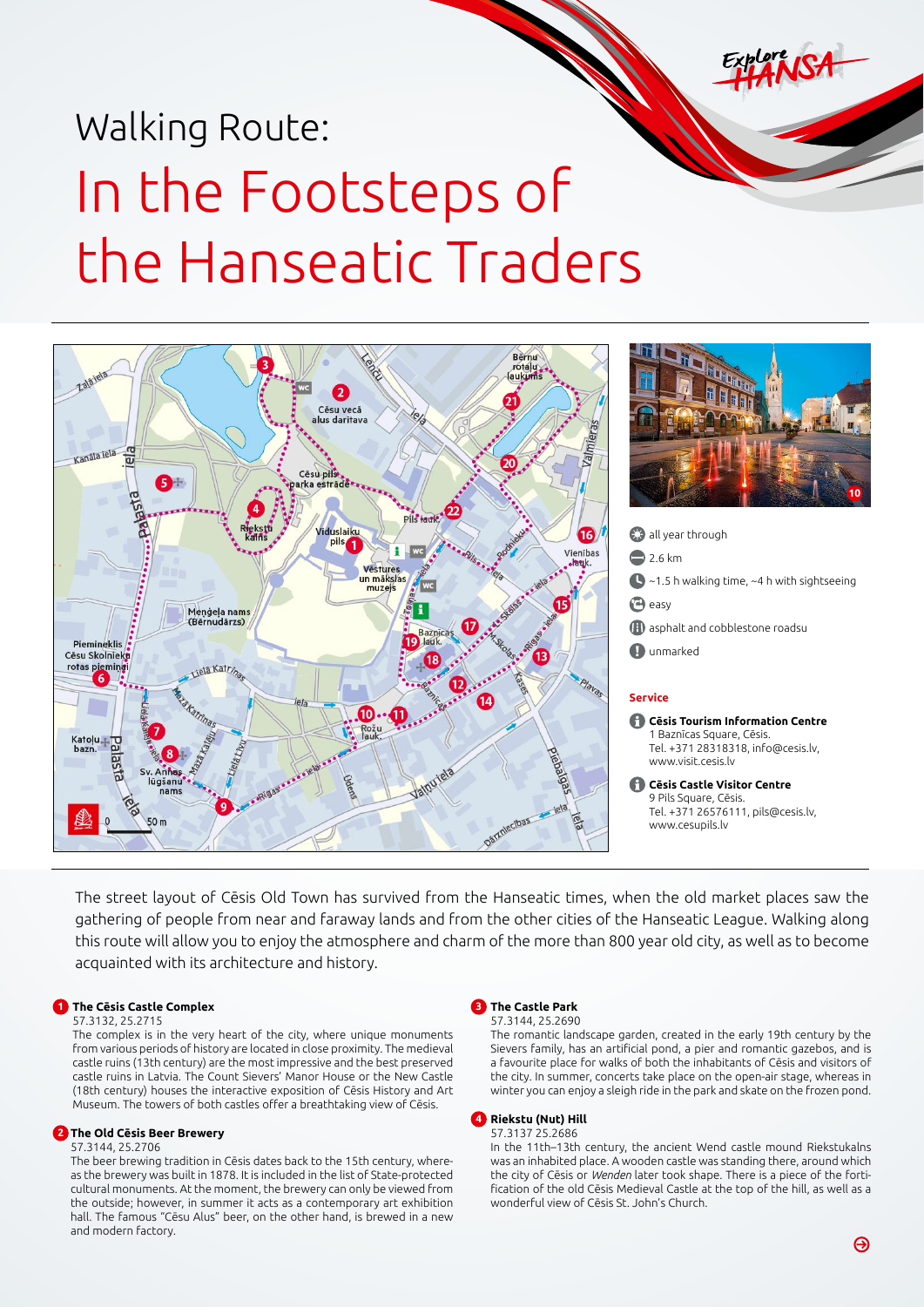# Walking Route:

# In the Footsteps of the Hanseatic Traders

- all year through
- 2.6 km
- ~1.5 h walking time, ~4 h with sightseeing
- easy
- asphalt and cobblestone roadsu
- unmarked

**Service**

**Cēsis Tourism Information Centre**
1 Baznīcas Square, Cēsis.
Tel. +371 28318318, info@cesis.lv,
www.visit.cesis.lv

**Cēsis Castle Visitor Centre**
9 Pils Square, Cēsis.
Tel. +371 26576111, pils@cesis.lv,
www.cesupils.lv

The street layout of Cēsis Old Town has survived from the Hanseatic times, when the old market places saw the gathering of people from near and faraway lands and from the other cities of the Hanseatic League. Walking along this route will allow you to enjoy the atmosphere and charm of the more than 800 year old city, as well as to become acquainted with its architecture and history.

### 1 The Cēsis Castle Complex

57.3132, 25.2715

The complex is in the very heart of the city, where unique monuments from various periods of history are located in close proximity. The medieval castle ruins (13th century) are the most impressive and the best preserved castle ruins in Latvia. The Count Sievers' Manor House or the New Castle (18th century) houses the interactive exposition of Cēsis History and Art Museum. The towers of both castles offer a breathtaking view of Cēsis.

### 2 The Old Cēsis Beer Brewery

57.3144, 25.2706

The beer brewing tradition in Cēsis dates back to the 15th century, whereas the brewery was built in 1878. It is included in the list of State-protected cultural monuments. At the moment, the brewery can only be viewed from the outside; however, in summer it acts as a contemporary art exhibition hall. The famous "Cēsu Alus" beer, on the other hand, is brewed in a new and modern factory.

### 3 The Castle Park

57.3144, 25.2690

The romantic landscape garden, created in the early 19th century by the Sievers family, has an artificial pond, a pier and romantic gazebos, and is a favourite place for walks of both the inhabitants of Cēsis and visitors of the city. In summer, concerts take place on the open-air stage, whereas in winter you can enjoy a sleigh ride in the park and skate on the frozen pond.

### 4 Riekstu (Nut) Hill

57.3137 25.2686

In the 11th–13th century, the ancient Wend castle mound Riekstukalns was an inhabited place. A wooden castle was standing there, around which the city of Cēsis or *Wenden* later took shape. There is a piece of the fortification of the old Cēsis Medieval Castle at the top of the hill, as well as a wonderful view of Cēsis St. John's Church.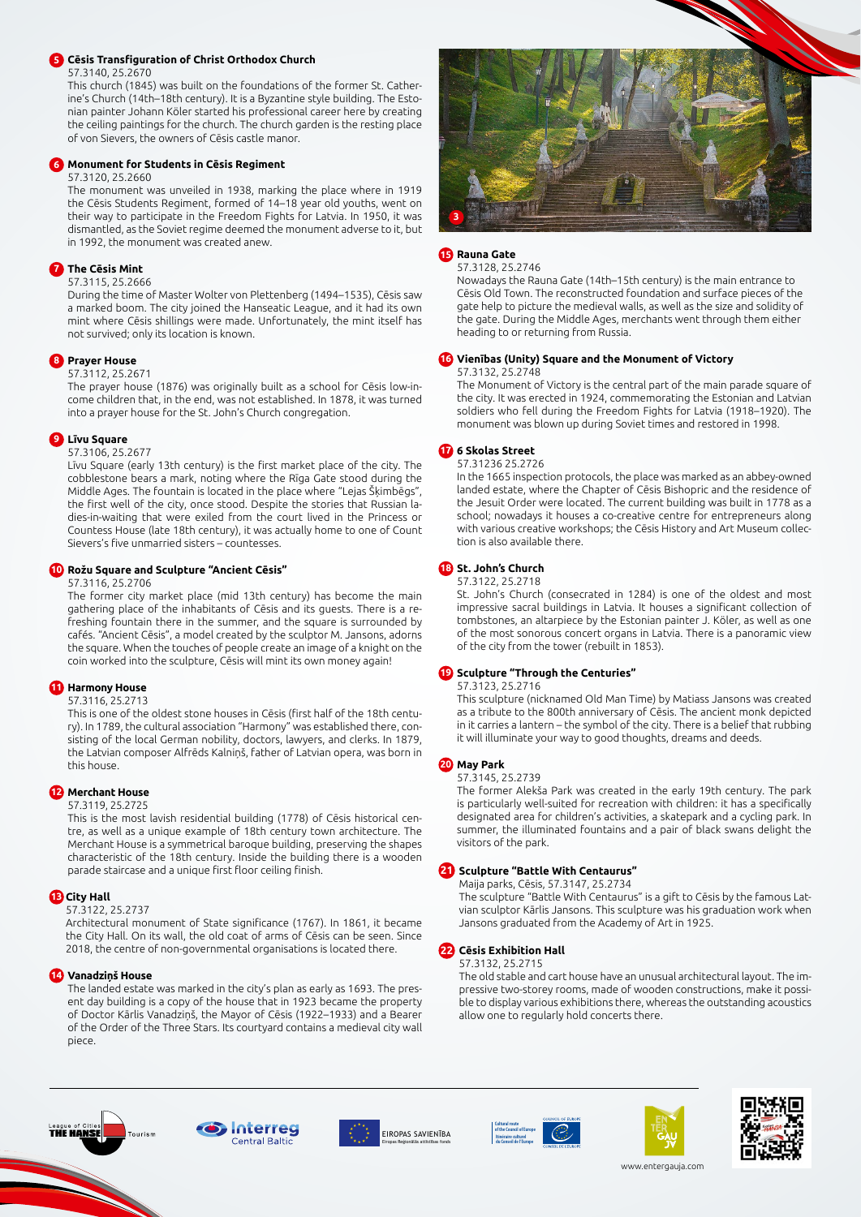### 5 Cēsis Transfiguration of Christ Orthodox Church

57.3140, 25.2670

This church (1845) was built on the foundations of the former St. Catherine's Church (14th–18th century). It is a Byzantine style building. The Estonian painter Johann Köler started his professional career here by creating the ceiling paintings for the church. The church garden is the resting place of von Sievers, the owners of Cēsis castle manor.

### 6 Monument for Students in Cēsis Regiment

57.3120, 25.2660

The monument was unveiled in 1938, marking the place where in 1919 the Cēsis Students Regiment, formed of 14–18 year old youths, went on their way to participate in the Freedom Fights for Latvia. In 1950, it was dismantled, as the Soviet regime deemed the monument adverse to it, but in 1992, the monument was created anew.

### 7 The Cēsis Mint

57.3115, 25.2666

During the time of Master Wolter von Plettenberg (1494–1535), Cēsis saw a marked boom. The city joined the Hanseatic League, and it had its own mint where Cēsis shillings were made. Unfortunately, the mint itself has not survived; only its location is known.

### 8 Prayer House

57.3112, 25.2671

The prayer house (1876) was originally built as a school for Cēsis low-income children that, in the end, was not established. In 1878, it was turned into a prayer house for the St. John's Church congregation.

### 9 Līvu Square

57.3106, 25.2677

Līvu Square (early 13th century) is the first market place of the city. The cobblestone bears a mark, noting where the Rīga Gate stood during the Middle Ages. The fountain is located in the place where "Lejas Šķimbēgs", the first well of the city, once stood. Despite the stories that Russian ladies-in-waiting that were exiled from the court lived in the Princess or Countess House (late 18th century), it was actually home to one of Count Sievers's five unmarried sisters – countesses.

### 10 Rožu Square and Sculpture "Ancient Cēsis"

57.3116, 25.2706

The former city market place (mid 13th century) has become the main gathering place of the inhabitants of Cēsis and its guests. There is a refreshing fountain there in the summer, and the square is surrounded by cafés. "Ancient Cēsis", a model created by the sculptor M. Jansons, adorns the square. When the touches of people create an image of a knight on the coin worked into the sculpture, Cēsis will mint its own money again!

### 11 Harmony House

57.3116, 25.2713

This is one of the oldest stone houses in Cēsis (first half of the 18th century). In 1789, the cultural association "Harmony" was established there, consisting of the local German nobility, doctors, lawyers, and clerks. In 1879, the Latvian composer Alfrēds Kalniņš, father of Latvian opera, was born in this house.

### 12 Merchant House

57.3119, 25.2725

This is the most lavish residential building (1778) of Cēsis historical centre, as well as a unique example of 18th century town architecture. The Merchant House is a symmetrical baroque building, preserving the shapes characteristic of the 18th century. Inside the building there is a wooden parade staircase and a unique first floor ceiling finish.

### 13 City Hall

57.3122, 25.2737

Architectural monument of State significance (1767). In 1861, it became the City Hall. On its wall, the old coat of arms of Cēsis can be seen. Since 2018, the centre of non-governmental organisations is located there.

### 14 Vanadziņš House

The landed estate was marked in the city's plan as early as 1693. The present day building is a copy of the house that in 1923 became the property of Doctor Kārlis Vanadziņš, the Mayor of Cēsis (1922–1933) and a Bearer of the Order of the Three Stars. Its courtyard contains a medieval city wall piece.

3

### 15 Rauna Gate

57.3128, 25.2746

Nowadays the Rauna Gate (14th–15th century) is the main entrance to Cēsis Old Town. The reconstructed foundation and surface pieces of the gate help to picture the medieval walls, as well as the size and solidity of the gate. During the Middle Ages, merchants went through them either heading to or returning from Russia.

### 16 Vienības (Unity) Square and the Monument of Victory

57.3132, 25.2748

The Monument of Victory is the central part of the main parade square of the city. It was erected in 1924, commemorating the Estonian and Latvian soldiers who fell during the Freedom Fights for Latvia (1918–1920). The monument was blown up during Soviet times and restored in 1998.

### 17 6 Skolas Street

57.31236 25.2726

In the 1665 inspection protocols, the place was marked as an abbey-owned landed estate, where the Chapter of Cēsis Bishopric and the residence of the Jesuit Order were located. The current building was built in 1778 as a school; nowadays it houses a co-creative centre for entrepreneurs along with various creative workshops; the Cēsis History and Art Museum collection is also available there.

### 18 St. John's Church

57.3122, 25.2718

St. John's Church (consecrated in 1284) is one of the oldest and most impressive sacral buildings in Latvia. It houses a significant collection of tombstones, an altarpiece by the Estonian painter J. Köler, as well as one of the most sonorous concert organs in Latvia. There is a panoramic view of the city from the tower (rebuilt in 1853).

### 19 Sculpture "Through the Centuries"

57.3123, 25.2716

This sculpture (nicknamed Old Man Time) by Matiass Jansons was created as a tribute to the 800th anniversary of Cēsis. The ancient monk depicted in it carries a lantern – the symbol of the city. There is a belief that rubbing it will illuminate your way to good thoughts, dreams and deeds.

### 20 May Park

57.3145, 25.2739

The former Alekša Park was created in the early 19th century. The park is particularly well-suited for recreation with children: it has a specifically designated area for children's activities, a skatepark and a cycling park. In summer, the illuminated fountains and a pair of black swans delight the visitors of the park.

### 21 Sculpture "Battle With Centaurus"

Maija parks, Cēsis, 57.3147, 25.2734

The sculpture "Battle With Centaurus" is a gift to Cēsis by the famous Latvian sculptor Kārlis Jansons. This sculpture was his graduation work when Jansons graduated from the Academy of Art in 1925.

### 22 Cēsis Exhibition Hall

57.3132, 25.2715

The old stable and cart house have an unusual architectural layout. The impressive two-storey rooms, made of wooden constructions, make it possible to display various exhibitions there, whereas the outstanding acoustics allow one to regularly hold concerts there.

League of Cities THE HANSE Tourism

Interreg Central Baltic

EIROPAS SAVIENĪBA Eiropas Reģionālās attīstības fonds

Cultural route of the Council of Europe / Itinéraire culturel du Conseil de l'Europe

COUNCIL OF EUROPE / CONSEIL DE L'EUROPE

EN TER GAU JA

www.entergauja.com